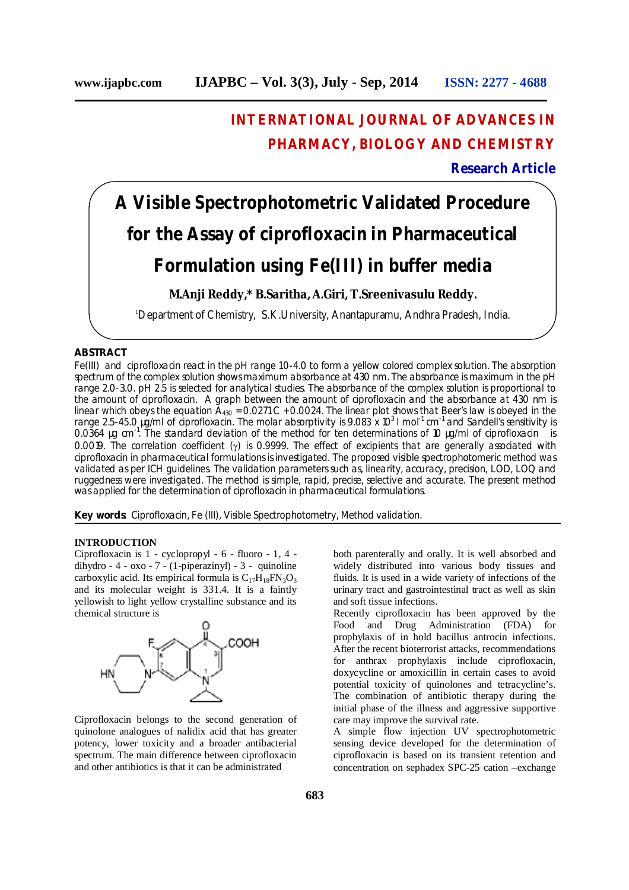# INTERNATIONAL JOURNAL OF ADVANCES IN PHARMACY, BIOLOGY AND CHEMISTRY

**Research Article**

# A Visible Spectrophotometric Validated Procedure for the Assay of ciprofloxacin in Pharmaceutical Formulation using Fe(III) in buffer media

**M.Anji Reddy,\* B.Saritha, A.Giri, T.Sreenivasulu Reddy.**

[1]Department of Chemistry, S.K.University, Anantapuramu, Andhra Pradesh, India.

## ABSTRACT

Fe(III) and ciprofloxacin react in the pH range 1.0-4.0 to form a yellow colored complex solution. The absorption spectrum of the complex solution shows maximum absorbance at 430 nm. The absorbance is maximum in the pH range 2.0-3.0. pH 2.5 is selected for analytical studies. The absorbance of the complex solution is proportional to the amount of ciprofloxacin. A graph between the amount of ciprofloxacin and the absorbance at 430 nm is linear which obeys the equation $A_{430} = 0.0271C + 0.0024$. The linear plot shows that Beer's law is obeyed in the range 2.5-45.0 µg/ml of ciprofloxacin. The molar absorptivity is $9.083 \times 10^3$ l mol$^{-1}$ cm$^{-1}$ and Sandell's sensitivity is 0.0364 µg cm$^{-2}$. The standard deviation of the method for ten determinations of 10 µg/ml of ciprofloxacin is 0.0019. The correlation coefficient (γ) is 0.9999. The effect of excipients that are generally associated with ciprofloxacin in pharmaceutical formulations is investigated. The proposed visible spectrophotomeric method was validated as per ICH guidelines. The validation parameters such as, linearity, accuracy, precision, LOD, LOQ and ruggedness were investigated. The method is simple, rapid, precise, selective and accurate. The present method was applied for the determination of ciprofloxacin in pharmaceutical formulations.

**Key words**: Ciprofloxacin, Fe (III), Visible Spectrophotometry, Method validation.

## INTRODUCTION

Ciprofloxacin is 1 - cyclopropyl - 6 - fluoro - 1, 4 - dihydro - 4 - oxo - 7 - (1-piperazinyl) - 3 - quinoline carboxylic acid. Its empirical formula is $C_{17}H_{18}FN_3O_3$ and its molecular weight is 331.4. It is a faintly yellowish to light yellow crystalline substance and its chemical structure is

Ciprofloxacin belongs to the second generation of quinolone analogues of nalidix acid that has greater potency, lower toxicity and a broader antibacterial spectrum. The main difference between ciprofloxacin and other antibiotics is that it can be administrated both parenterally and orally. It is well absorbed and widely distributed into various body tissues and fluids. It is used in a wide variety of infections of the urinary tract and gastrointestinal tract as well as skin and soft tissue infections.

Recently ciprofloxacin has been approved by the Food and Drug Administration (FDA) for prophylaxis of in hold bacillus antrocin infections. After the recent bioterrorist attacks, recommendations for anthrax prophylaxis include ciprofloxacin, doxycycline or amoxicillin in certain cases to avoid potential toxicity of quinolones and tetracycline's. The combination of antibiotic therapy during the initial phase of the illness and aggressive supportive care may improve the survival rate.

A simple flow injection UV spectrophotometric sensing device developed for the determination of ciprofloxacin is based on its transient retention and concentration on sephadex SPC-25 cation –exchange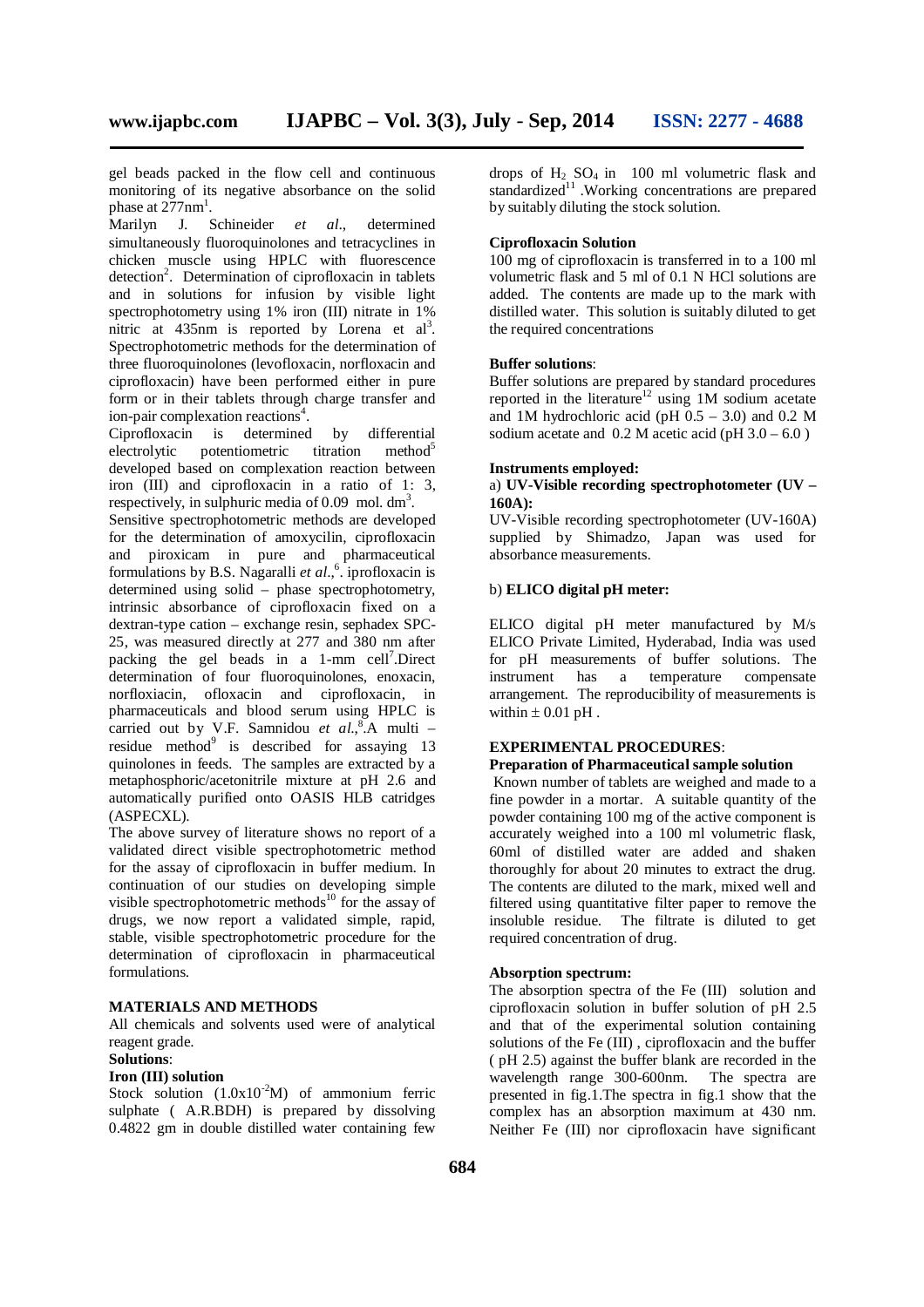gel beads packed in the flow cell and continuous monitoring of its negative absorbance on the solid phase at 277nm[1].

Marilyn J. Schineider *et al*., determined simultaneously fluoroquinolones and tetracyclines in chicken muscle using HPLC with fluorescence detection[2]. Determination of ciprofloxacin in tablets and in solutions for infusion by visible light spectrophotometry using 1% iron (III) nitrate in 1% nitric at 435nm is reported by Lorena et al[3]. Spectrophotometric methods for the determination of three fluoroquinolones (levofloxacin, norfloxacin and ciprofloxacin) have been performed either in pure form or in their tablets through charge transfer and ion-pair complexation reactions[4].

Ciprofloxacin is determined by differential electrolytic potentiometric titration method[5] developed based on complexation reaction between iron (III) and ciprofloxacin in a ratio of 1: 3, respectively, in sulphuric media of 0.09 mol. $dm^3$.

Sensitive spectrophotometric methods are developed for the determination of amoxycilin, ciprofloxacin and piroxicam in pure and pharmaceutical formulations by B.S. Nagaralli *et al*.,[6]. iprofloxacin is determined using solid – phase spectrophotometry, intrinsic absorbance of ciprofloxacin fixed on a dextran-type cation – exchange resin, sephadex SPC-25, was measured directly at 277 and 380 nm after packing the gel beads in a 1-mm cell[7].Direct determination of four fluoroquinolones, enoxacin, norfloxiacin, ofloxacin and ciprofloxacin, in pharmaceuticals and blood serum using HPLC is carried out by V.F. Samnidou *et al.*,[8].A multi – residue method[9] is described for assaying 13 quinolones in feeds. The samples are extracted by a metaphosphoric/acetonitrile mixture at pH 2.6 and automatically purified onto OASIS HLB catridges (ASPECXL).

The above survey of literature shows no report of a validated direct visible spectrophotometric method for the assay of ciprofloxacin in buffer medium. In continuation of our studies on developing simple visible spectrophotometric methods[10] for the assay of drugs, we now report a validated simple, rapid, stable, visible spectrophotometric procedure for the determination of ciprofloxacin in pharmaceutical formulations.

## MATERIALS AND METHODS

All chemicals and solvents used were of analytical reagent grade.

**Solutions**:

**Iron (III) solution**

Stock solution ($1.0x10^{-2}$M) of ammonium ferric sulphate ( A.R.BDH) is prepared by dissolving 0.4822 gm in double distilled water containing few drops of $H_2SO_4$ in 100 ml volumetric flask and standardized[11] .Working concentrations are prepared by suitably diluting the stock solution.

**Ciprofloxacin Solution**

100 mg of ciprofloxacin is transferred in to a 100 ml volumetric flask and 5 ml of 0.1 N HCl solutions are added. The contents are made up to the mark with distilled water. This solution is suitably diluted to get the required concentrations

**Buffer solutions**:

Buffer solutions are prepared by standard procedures reported in the literature[12] using 1M sodium acetate and 1M hydrochloric acid (pH 0.5 – 3.0) and 0.2 M sodium acetate and 0.2 M acetic acid (pH 3.0 – 6.0 )

**Instruments employed:**

a) **UV-Visible recording spectrophotometer (UV – 160A):**

UV-Visible recording spectrophotometer (UV-160A) supplied by Shimadzo, Japan was used for absorbance measurements.

b) **ELICO digital pH meter:**

ELICO digital pH meter manufactured by M/s ELICO Private Limited, Hyderabad, India was used for pH measurements of buffer solutions. The instrument has a temperature compensate arrangement. The reproducibility of measurements is within ± 0.01 pH .

## EXPERIMENTAL PROCEDURES:

**Preparation of Pharmaceutical sample solution**

Known number of tablets are weighed and made to a fine powder in a mortar. A suitable quantity of the powder containing 100 mg of the active component is accurately weighed into a 100 ml volumetric flask, 60ml of distilled water are added and shaken thoroughly for about 20 minutes to extract the drug. The contents are diluted to the mark, mixed well and filtered using quantitative filter paper to remove the insoluble residue. The filtrate is diluted to get required concentration of drug.

**Absorption spectrum:**

The absorption spectra of the Fe (III) solution and ciprofloxacin solution in buffer solution of pH 2.5 and that of the experimental solution containing solutions of the Fe (III) , ciprofloxacin and the buffer ( pH 2.5) against the buffer blank are recorded in the wavelength range 300-600nm. The spectra are presented in fig.1.The spectra in fig.1 show that the complex has an absorption maximum at 430 nm. Neither Fe (III) nor ciprofloxacin have significant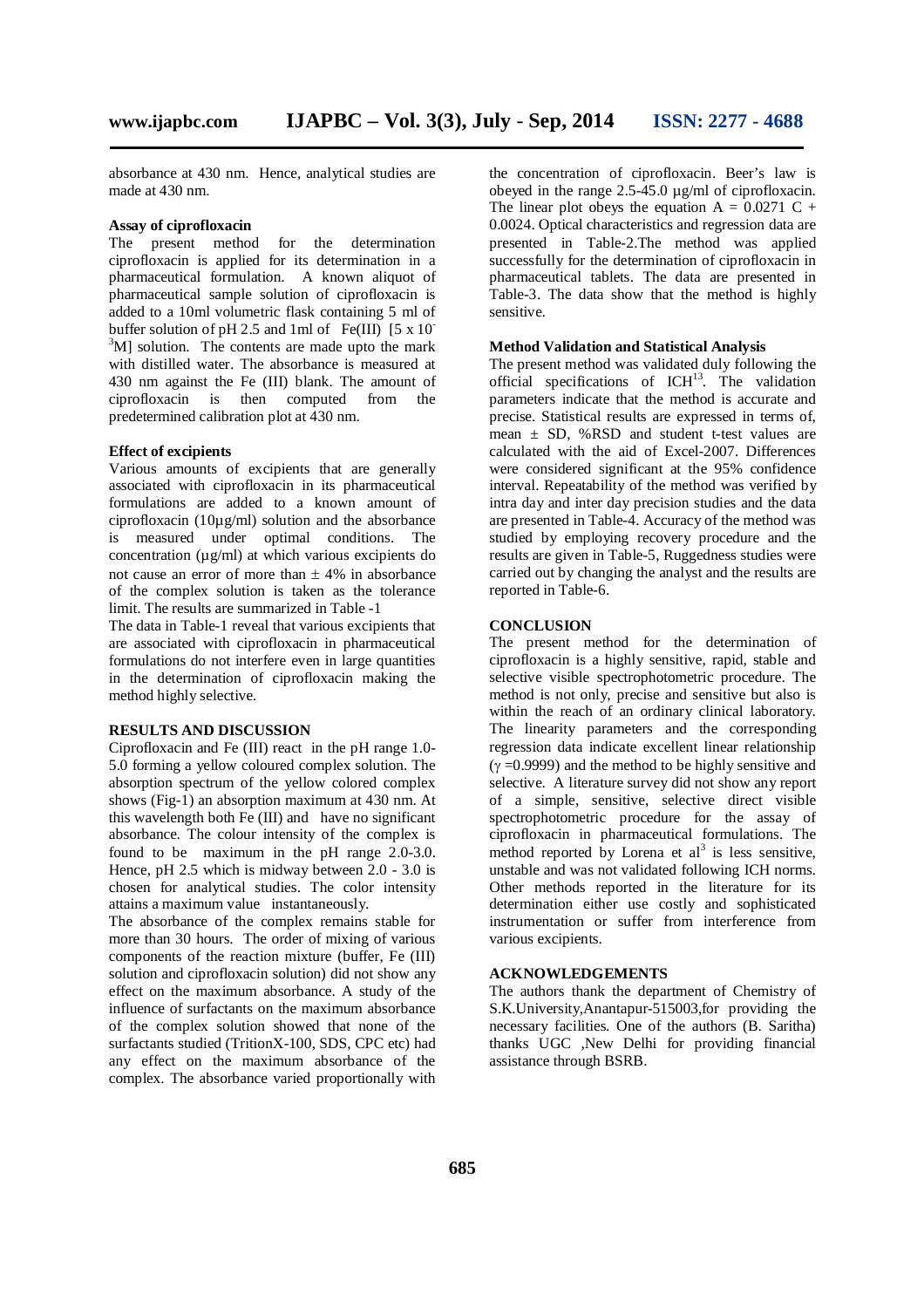absorbance at 430 nm. Hence, analytical studies are made at 430 nm.

**Assay of ciprofloxacin**

The present method for the determination ciprofloxacin is applied for its determination in a pharmaceutical formulation. A known aliquot of pharmaceutical sample solution of ciprofloxacin is added to a 10ml volumetric flask containing 5 ml of buffer solution of pH 2.5 and 1ml of Fe(III) [$5 \times 10^{-3}$M] solution. The contents are made upto the mark with distilled water. The absorbance is measured at 430 nm against the Fe (III) blank. The amount of ciprofloxacin is then computed from the predetermined calibration plot at 430 nm.

**Effect of excipients**

Various amounts of excipients that are generally associated with ciprofloxacin in its pharmaceutical formulations are added to a known amount of ciprofloxacin (10µg/ml) solution and the absorbance is measured under optimal conditions. The concentration (µg/ml) at which various excipients do not cause an error of more than ± 4% in absorbance of the complex solution is taken as the tolerance limit. The results are summarized in Table -1

The data in Table-1 reveal that various excipients that are associated with ciprofloxacin in pharmaceutical formulations do not interfere even in large quantities in the determination of ciprofloxacin making the method highly selective.

## RESULTS AND DISCUSSION

Ciprofloxacin and Fe (III) react in the pH range 1.0-5.0 forming a yellow coloured complex solution. The absorption spectrum of the yellow colored complex shows (Fig-1) an absorption maximum at 430 nm. At this wavelength both Fe (III) and have no significant absorbance. The colour intensity of the complex is found to be maximum in the pH range 2.0-3.0. Hence, pH 2.5 which is midway between 2.0 - 3.0 is chosen for analytical studies. The color intensity attains a maximum value instantaneously.

The absorbance of the complex remains stable for more than 30 hours. The order of mixing of various components of the reaction mixture (buffer, Fe (III) solution and ciprofloxacin solution) did not show any effect on the maximum absorbance. A study of the influence of surfactants on the maximum absorbance of the complex solution showed that none of the surfactants studied (TritionX-100, SDS, CPC etc) had any effect on the maximum absorbance of the complex. The absorbance varied proportionally with the concentration of ciprofloxacin. Beer's law is obeyed in the range 2.5-45.0 µg/ml of ciprofloxacin. The linear plot obeys the equation $A = 0.0271\ C + 0.0024$. Optical characteristics and regression data are presented in Table-2.The method was applied successfully for the determination of ciprofloxacin in pharmaceutical tablets. The data are presented in Table-3. The data show that the method is highly sensitive.

**Method Validation and Statistical Analysis**

The present method was validated duly following the official specifications of ICH[13]. The validation parameters indicate that the method is accurate and precise. Statistical results are expressed in terms of, mean ± SD, %RSD and student t-test values are calculated with the aid of Excel-2007. Differences were considered significant at the 95% confidence interval. Repeatability of the method was verified by intra day and inter day precision studies and the data are presented in Table-4. Accuracy of the method was studied by employing recovery procedure and the results are given in Table-5, Ruggedness studies were carried out by changing the analyst and the results are reported in Table-6.

## CONCLUSION

The present method for the determination of ciprofloxacin is a highly sensitive, rapid, stable and selective visible spectrophotometric procedure. The method is not only, precise and sensitive but also is within the reach of an ordinary clinical laboratory. The linearity parameters and the corresponding regression data indicate excellent linear relationship ($\gamma = 0.9999$) and the method to be highly sensitive and selective. A literature survey did not show any report of a simple, sensitive, selective direct visible spectrophotometric procedure for the assay of ciprofloxacin in pharmaceutical formulations. The method reported by Lorena et al[3] is less sensitive, unstable and was not validated following ICH norms. Other methods reported in the literature for its determination either use costly and sophisticated instrumentation or suffer from interference from various excipients.

## ACKNOWLEDGEMENTS

The authors thank the department of Chemistry of S.K.University,Anantapur-515003,for providing the necessary facilities. One of the authors (B. Saritha) thanks UGC ,New Delhi for providing financial assistance through BSRB.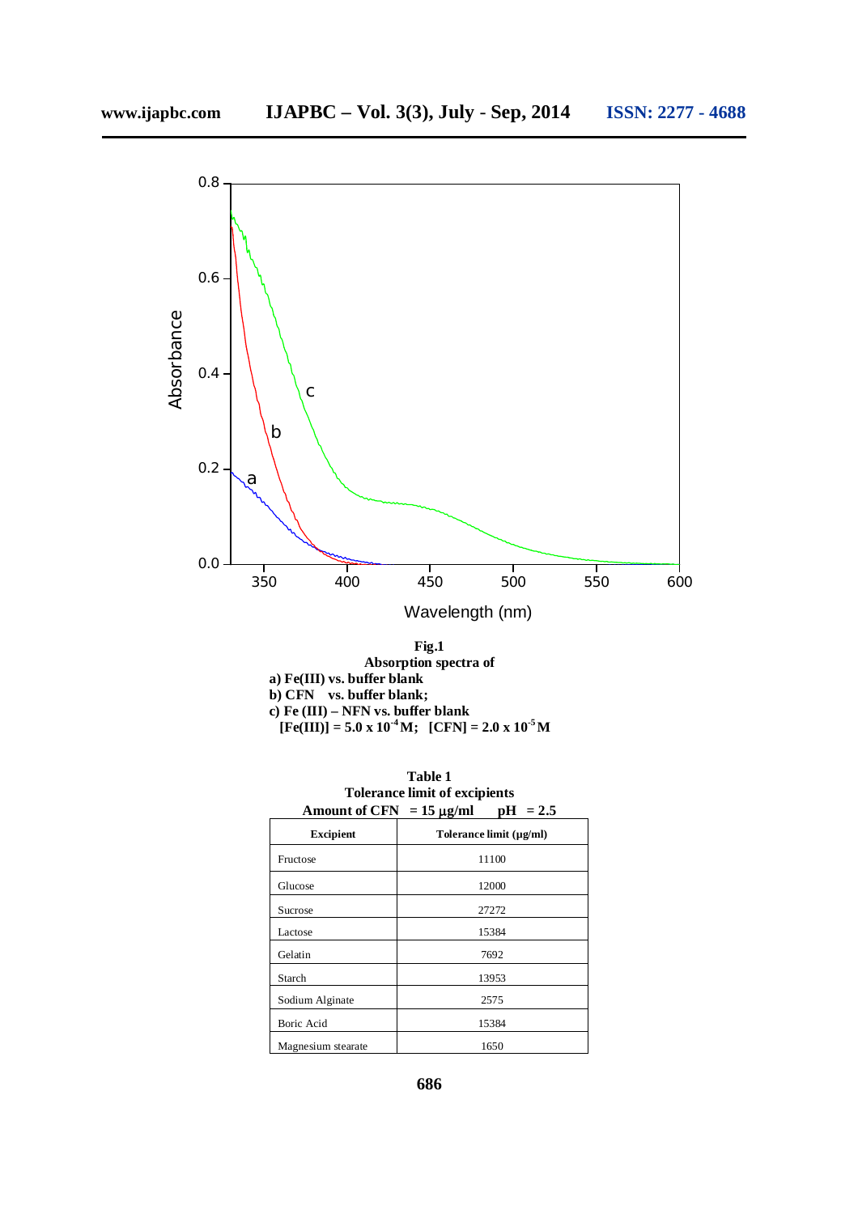**Fig.1**
**Absorption spectra of**
**a) Fe(III) vs. buffer blank**
**b) CFN vs. buffer blank;**
**c) Fe (III) – NFN vs. buffer blank**
**[Fe(III)] = 5.0 x $10^{-4}$ M; [CFN] = 2.0 x $10^{-5}$ M**

**Table 1**
**Tolerance limit of excipients**
**Amount of CFN = 15 μg/ml pH = 2.5**

| Excipient | Tolerance limit (μg/ml) |
|---|---|
| Fructose | 11100 |
| Glucose | 12000 |
| Sucrose | 27272 |
| Lactose | 15384 |
| Gelatin | 7692 |
| Starch | 13953 |
| Sodium Alginate | 2575 |
| Boric Acid | 15384 |
| Magnesium stearate | 1650 |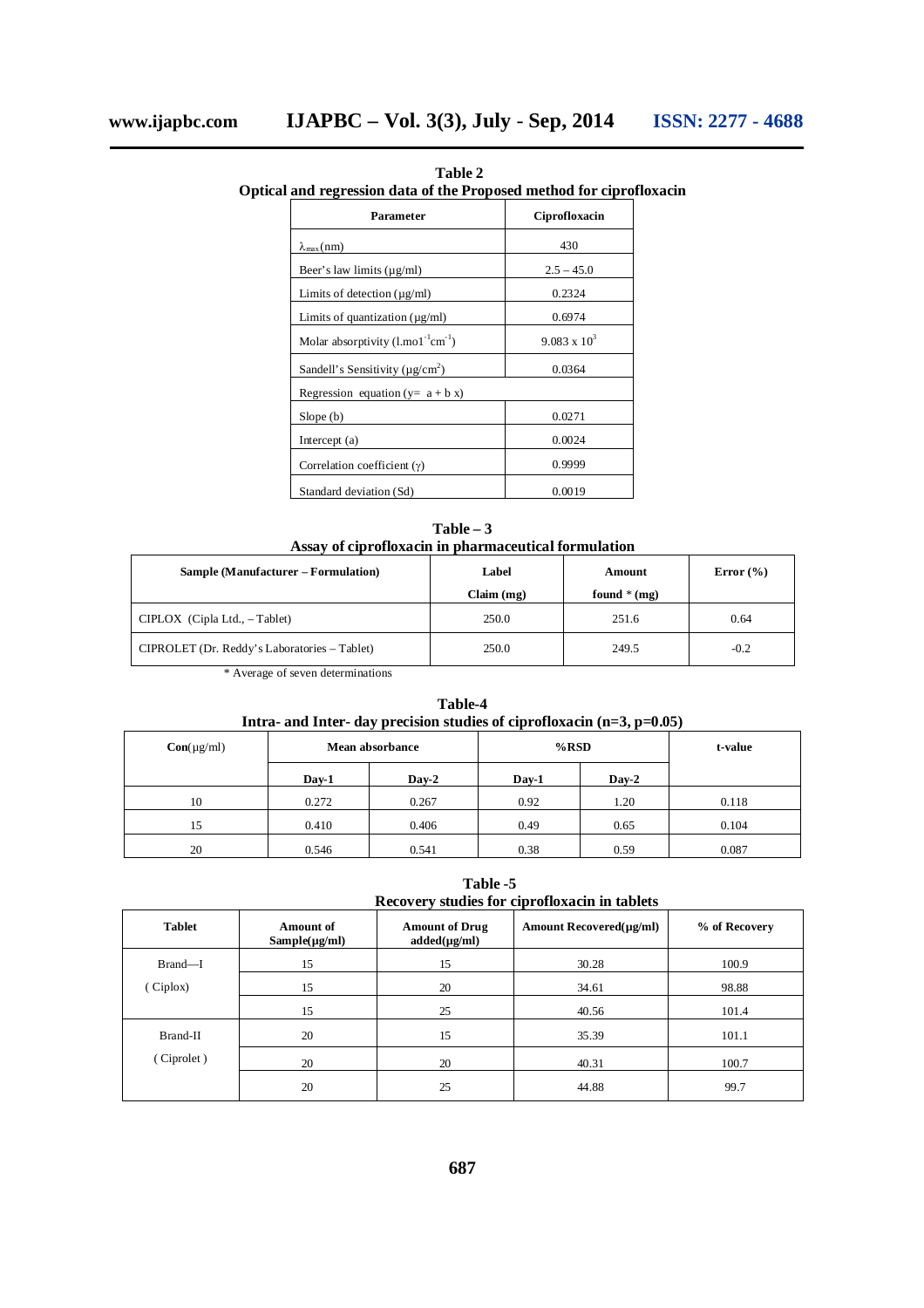**Table 2**
**Optical and regression data of the Proposed method for ciprofloxacin**

| Parameter | Ciprofloxacin |
|---|---|
| $\lambda_{max}$ (nm) | 430 |
| Beer's law limits (µg/ml) | 2.5 – 45.0 |
| Limits of detection (µg/ml) | 0.2324 |
| Limits of quantization (µg/ml) | 0.6974 |
| Molar absorptivity ($l.mol^{-1}cm^{-1}$) | $9.083 \times 10^3$ |
| Sandell's Sensitivity ($\mu g/cm^2$) | 0.0364 |
| Regression equation (y= a + b x) | |
| Slope (b) | 0.0271 |
| Intercept (a) | 0.0024 |
| Correlation coefficient (γ) | 0.9999 |
| Standard deviation (Sd) | 0.0019 |

**Table – 3**
**Assay of ciprofloxacin in pharmaceutical formulation**

| Sample (Manufacturer – Formulation) | Label Claim (mg) | Amount found * (mg) | Error (%) |
|---|---|---|---|
| CIPLOX (Cipla Ltd., – Tablet) | 250.0 | 251.6 | 0.64 |
| CIPROLET (Dr. Reddy's Laboratories – Tablet) | 250.0 | 249.5 | -0.2 |

\* Average of seven determinations

**Table-4**
**Intra- and Inter- day precision studies of ciprofloxacin (n=3, p=0.05)**

| Con(µg/ml) | Mean absorbance | | %RSD | | t-value |
|---|---|---|---|---|---|
| | Day-1 | Day-2 | Day-1 | Day-2 | |
| 10 | 0.272 | 0.267 | 0.92 | 1.20 | 0.118 |
| 15 | 0.410 | 0.406 | 0.49 | 0.65 | 0.104 |
| 20 | 0.546 | 0.541 | 0.38 | 0.59 | 0.087 |

**Table -5**
**Recovery studies for ciprofloxacin in tablets**

| Tablet | Amount of Sample(µg/ml) | Amount of Drug added(µg/ml) | Amount Recovered(µg/ml) | % of Recovery |
|---|---|---|---|---|
| Brand—I (Ciplox) | 15 | 15 | 30.28 | 100.9 |
| | 15 | 20 | 34.61 | 98.88 |
| | 15 | 25 | 40.56 | 101.4 |
| Brand-II (Ciprolet) | 20 | 15 | 35.39 | 101.1 |
| | 20 | 20 | 40.31 | 100.7 |
| | 20 | 25 | 44.88 | 99.7 |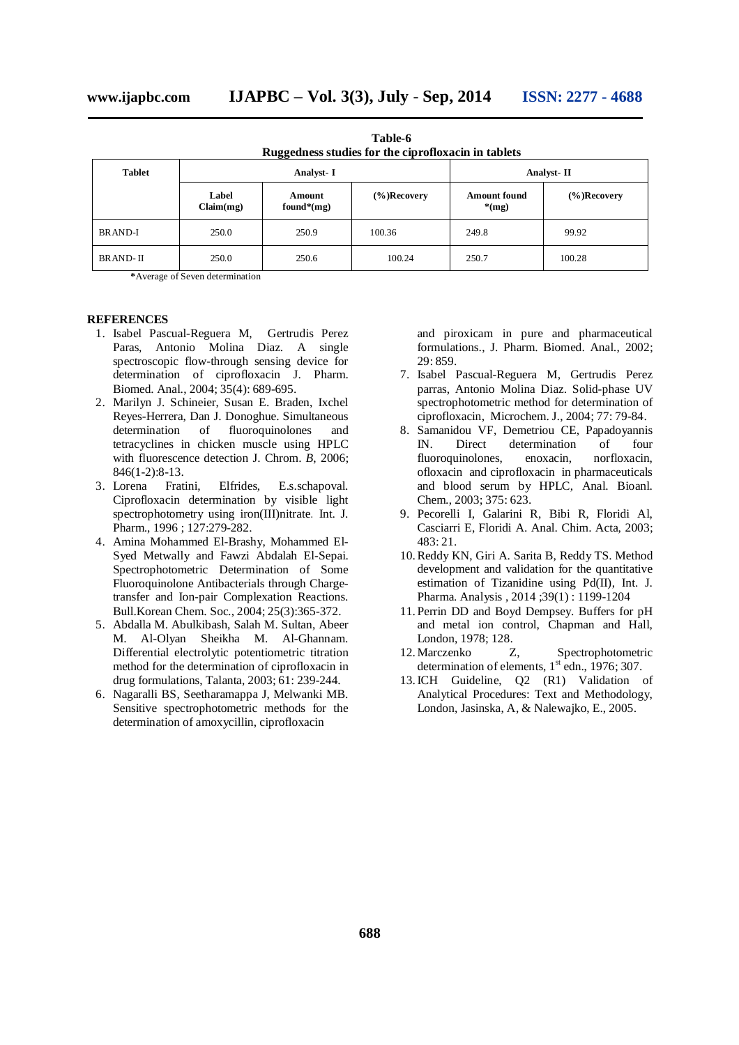**Table-6**
**Ruggedness studies for the ciprofloxacin in tablets**

| Tablet | Analyst- I | | | Analyst- II | |
|---|---|---|---|---|---|
| | Label Claim(mg) | Amount found*(mg) | (%)Recovery | Amount found *(mg) | (%)Recovery |
| BRAND-I | 250.0 | 250.9 | 100.36 | 249.8 | 99.92 |
| BRAND- II | 250.0 | 250.6 | 100.24 | 250.7 | 100.28 |

*Average of Seven determination

## REFERENCES

1. Isabel Pascual-Reguera M, Gertrudis Perez Paras, Antonio Molina Diaz. A single spectroscopic flow-through sensing device for determination of ciprofloxacin J. Pharm. Biomed. Anal., 2004; 35(4): 689-695.
2. Marilyn J. Schineier, Susan E. Braden, Ixchel Reyes-Herrera, Dan J. Donoghue. Simultaneous determination of fluoroquinolones and tetracyclines in chicken muscle using HPLC with fluorescence detection J. Chrom. *B*, 2006; 846(1-2):8-13.
3. Lorena Fratini, Elfrides, E.s.schapoval. Ciprofloxacin determination by visible light spectrophotometry using iron(III)nitrate. Int. J. Pharm., 1996 ; 127:279-282.
4. Amina Mohammed El-Brashy, Mohammed El-Syed Metwally and Fawzi Abdalah El-Sepai. Spectrophotometric Determination of Some Fluoroquinolone Antibacterials through Charge-transfer and Ion-pair Complexation Reactions. Bull.Korean Chem. Soc., 2004; 25(3):365-372.
5. Abdalla M. Abulkibash, Salah M. Sultan, Abeer M. Al-Olyan Sheikha M. Al-Ghannam. Differential electrolytic potentiometric titration method for the determination of ciprofloxacin in drug formulations, Talanta, 2003; 61: 239-244.
6. Nagaralli BS, Seetharamappa J, Melwanki MB. Sensitive spectrophotometric methods for the determination of amoxycillin, ciprofloxacin and piroxicam in pure and pharmaceutical formulations., J. Pharm. Biomed. Anal., 2002; 29: 859.
7. Isabel Pascual-Reguera M, Gertrudis Perez parras, Antonio Molina Diaz. Solid-phase UV spectrophotometric method for determination of ciprofloxacin, Microchem. J., 2004; 77: 79-84.
8. Samanidou VF, Demetriou CE, Papadoyannis IN. Direct determination of four fluoroquinolones, enoxacin, norfloxacin, ofloxacin and ciprofloxacin in pharmaceuticals and blood serum by HPLC, Anal. Bioanl. Chem., 2003; 375: 623.
9. Pecorelli I, Galarini R, Bibi R, Floridi Al, Casciarri E, Floridi A. Anal. Chim. Acta, 2003; 483: 21.
10. Reddy KN, Giri A. Sarita B, Reddy TS. Method development and validation for the quantitative estimation of Tizanidine using Pd(II), Int. J. Pharma. Analysis , 2014 ;39(1) : 1199-1204
11. Perrin DD and Boyd Dempsey. Buffers for pH and metal ion control, Chapman and Hall, London, 1978; 128.
12. Marczenko Z, Spectrophotometric determination of elements, 1st edn., 1976; 307.
13. ICH Guideline, Q2 (R1) Validation of Analytical Procedures: Text and Methodology, London, Jasinska, A, & Nalewajko, E., 2005.